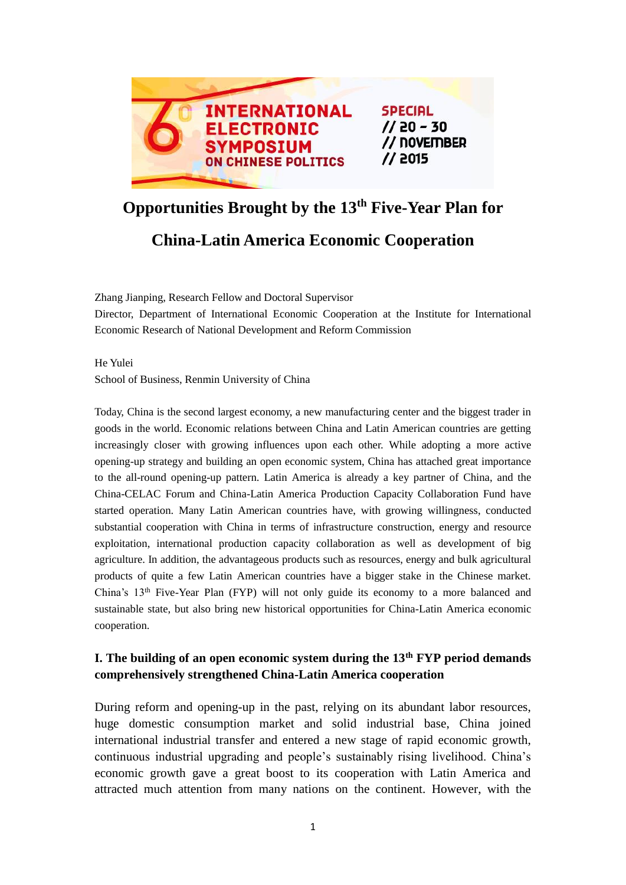# Opportunities Brought by the 13th Five-Year Plan for China-Latin America Economic Cooperation

Zhang Jianping, Research Fellow and Doctoral Supervisor
Director, Department of International Economic Cooperation at the Institute for International Economic Research of National Development and Reform Commission

He Yulei
School of Business, Renmin University of China

Today, China is the second largest economy, a new manufacturing center and the biggest trader in goods in the world. Economic relations between China and Latin American countries are getting increasingly closer with growing influences upon each other. While adopting a more active opening-up strategy and building an open economic system, China has attached great importance to the all-round opening-up pattern. Latin America is already a key partner of China, and the China-CELAC Forum and China-Latin America Production Capacity Collaboration Fund have started operation. Many Latin American countries have, with growing willingness, conducted substantial cooperation with China in terms of infrastructure construction, energy and resource exploitation, international production capacity collaboration as well as development of big agriculture. In addition, the advantageous products such as resources, energy and bulk agricultural products of quite a few Latin American countries have a bigger stake in the Chinese market. China's 13th Five-Year Plan (FYP) will not only guide its economy to a more balanced and sustainable state, but also bring new historical opportunities for China-Latin America economic cooperation.

## I. The building of an open economic system during the 13th FYP period demands comprehensively strengthened China-Latin America cooperation

During reform and opening-up in the past, relying on its abundant labor resources, huge domestic consumption market and solid industrial base, China joined international industrial transfer and entered a new stage of rapid economic growth, continuous industrial upgrading and people's sustainably rising livelihood. China's economic growth gave a great boost to its cooperation with Latin America and attracted much attention from many nations on the continent. However, with the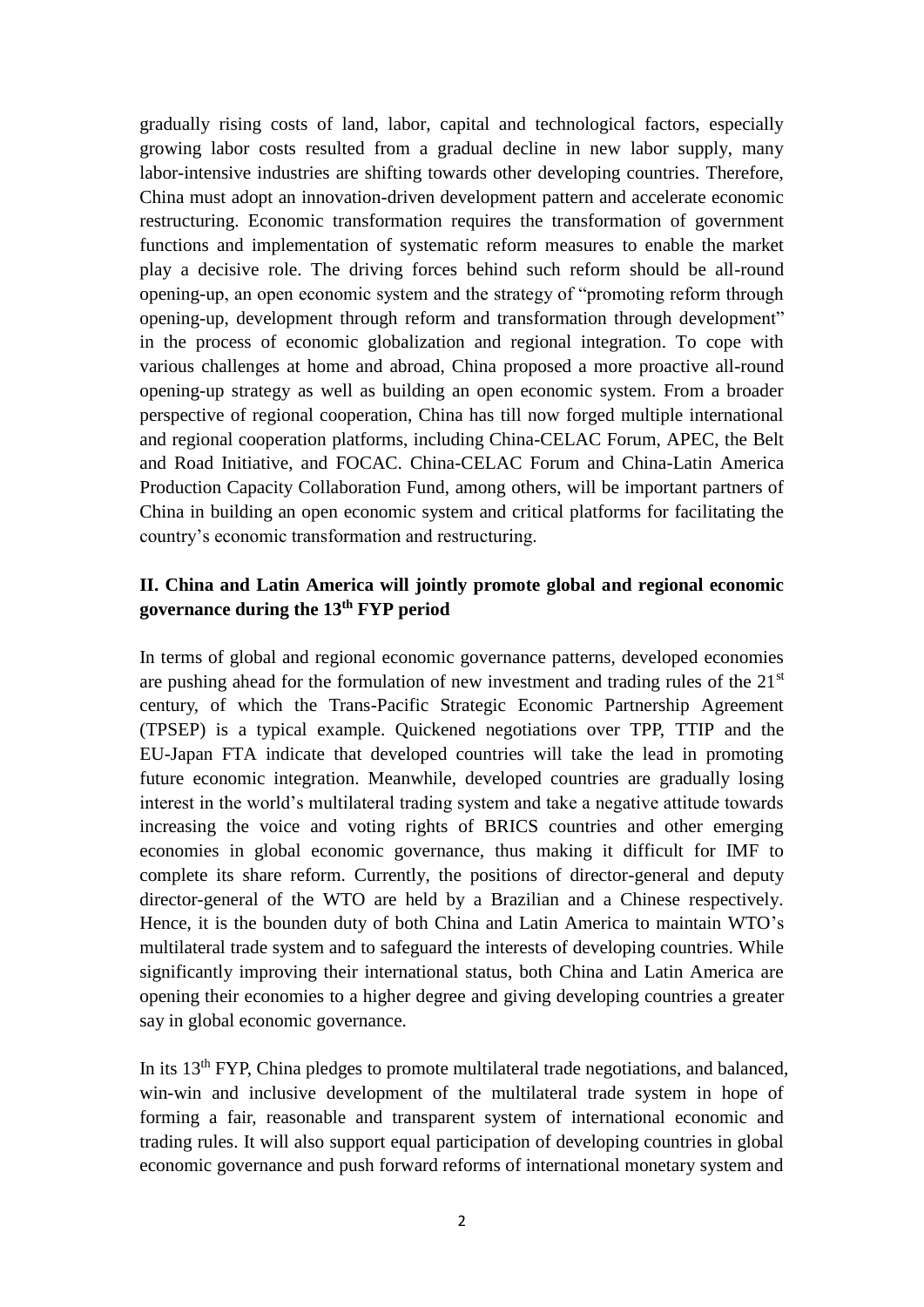gradually rising costs of land, labor, capital and technological factors, especially growing labor costs resulted from a gradual decline in new labor supply, many labor-intensive industries are shifting towards other developing countries. Therefore, China must adopt an innovation-driven development pattern and accelerate economic restructuring. Economic transformation requires the transformation of government functions and implementation of systematic reform measures to enable the market play a decisive role. The driving forces behind such reform should be all-round opening-up, an open economic system and the strategy of "promoting reform through opening-up, development through reform and transformation through development" in the process of economic globalization and regional integration. To cope with various challenges at home and abroad, China proposed a more proactive all-round opening-up strategy as well as building an open economic system. From a broader perspective of regional cooperation, China has till now forged multiple international and regional cooperation platforms, including China-CELAC Forum, APEC, the Belt and Road Initiative, and FOCAC. China-CELAC Forum and China-Latin America Production Capacity Collaboration Fund, among others, will be important partners of China in building an open economic system and critical platforms for facilitating the country's economic transformation and restructuring.

## II. China and Latin America will jointly promote global and regional economic governance during the 13th FYP period

In terms of global and regional economic governance patterns, developed economies are pushing ahead for the formulation of new investment and trading rules of the 21st century, of which the Trans-Pacific Strategic Economic Partnership Agreement (TPSEP) is a typical example. Quickened negotiations over TPP, TTIP and the EU-Japan FTA indicate that developed countries will take the lead in promoting future economic integration. Meanwhile, developed countries are gradually losing interest in the world's multilateral trading system and take a negative attitude towards increasing the voice and voting rights of BRICS countries and other emerging economies in global economic governance, thus making it difficult for IMF to complete its share reform. Currently, the positions of director-general and deputy director-general of the WTO are held by a Brazilian and a Chinese respectively. Hence, it is the bounden duty of both China and Latin America to maintain WTO's multilateral trade system and to safeguard the interests of developing countries. While significantly improving their international status, both China and Latin America are opening their economies to a higher degree and giving developing countries a greater say in global economic governance.

In its 13th FYP, China pledges to promote multilateral trade negotiations, and balanced, win-win and inclusive development of the multilateral trade system in hope of forming a fair, reasonable and transparent system of international economic and trading rules. It will also support equal participation of developing countries in global economic governance and push forward reforms of international monetary system and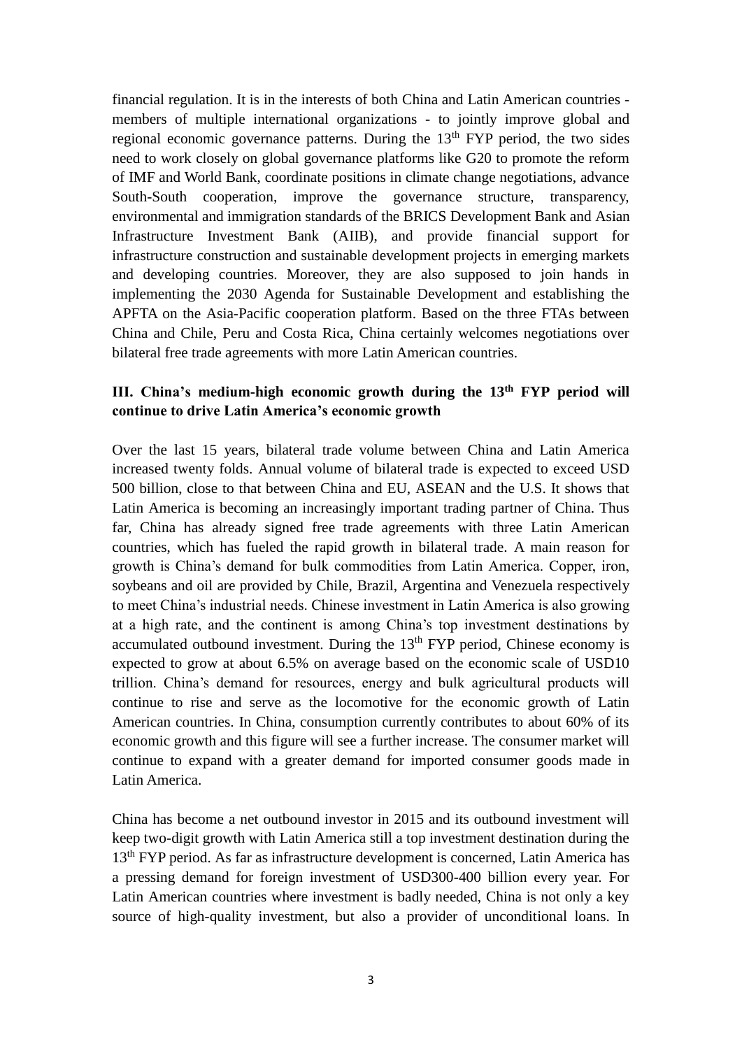financial regulation. It is in the interests of both China and Latin American countries - members of multiple international organizations - to jointly improve global and regional economic governance patterns. During the 13th FYP period, the two sides need to work closely on global governance platforms like G20 to promote the reform of IMF and World Bank, coordinate positions in climate change negotiations, advance South-South cooperation, improve the governance structure, transparency, environmental and immigration standards of the BRICS Development Bank and Asian Infrastructure Investment Bank (AIIB), and provide financial support for infrastructure construction and sustainable development projects in emerging markets and developing countries. Moreover, they are also supposed to join hands in implementing the 2030 Agenda for Sustainable Development and establishing the APFTA on the Asia-Pacific cooperation platform. Based on the three FTAs between China and Chile, Peru and Costa Rica, China certainly welcomes negotiations over bilateral free trade agreements with more Latin American countries.

## III. China's medium-high economic growth during the 13th FYP period will continue to drive Latin America's economic growth

Over the last 15 years, bilateral trade volume between China and Latin America increased twenty folds. Annual volume of bilateral trade is expected to exceed USD 500 billion, close to that between China and EU, ASEAN and the U.S. It shows that Latin America is becoming an increasingly important trading partner of China. Thus far, China has already signed free trade agreements with three Latin American countries, which has fueled the rapid growth in bilateral trade. A main reason for growth is China's demand for bulk commodities from Latin America. Copper, iron, soybeans and oil are provided by Chile, Brazil, Argentina and Venezuela respectively to meet China's industrial needs. Chinese investment in Latin America is also growing at a high rate, and the continent is among China's top investment destinations by accumulated outbound investment. During the 13th FYP period, Chinese economy is expected to grow at about 6.5% on average based on the economic scale of USD10 trillion. China's demand for resources, energy and bulk agricultural products will continue to rise and serve as the locomotive for the economic growth of Latin American countries. In China, consumption currently contributes to about 60% of its economic growth and this figure will see a further increase. The consumer market will continue to expand with a greater demand for imported consumer goods made in Latin America.

China has become a net outbound investor in 2015 and its outbound investment will keep two-digit growth with Latin America still a top investment destination during the 13th FYP period. As far as infrastructure development is concerned, Latin America has a pressing demand for foreign investment of USD300-400 billion every year. For Latin American countries where investment is badly needed, China is not only a key source of high-quality investment, but also a provider of unconditional loans. In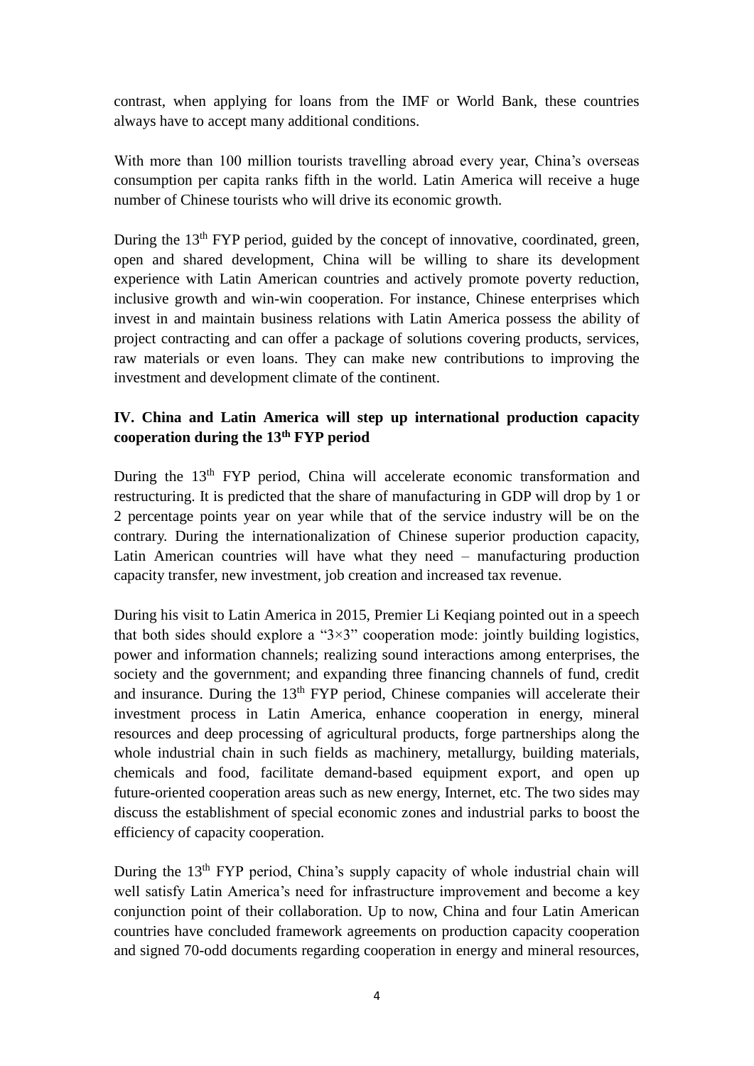contrast, when applying for loans from the IMF or World Bank, these countries always have to accept many additional conditions.

With more than 100 million tourists travelling abroad every year, China's overseas consumption per capita ranks fifth in the world. Latin America will receive a huge number of Chinese tourists who will drive its economic growth.

During the 13th FYP period, guided by the concept of innovative, coordinated, green, open and shared development, China will be willing to share its development experience with Latin American countries and actively promote poverty reduction, inclusive growth and win-win cooperation. For instance, Chinese enterprises which invest in and maintain business relations with Latin America possess the ability of project contracting and can offer a package of solutions covering products, services, raw materials or even loans. They can make new contributions to improving the investment and development climate of the continent.

## IV. China and Latin America will step up international production capacity cooperation during the 13th FYP period

During the 13th FYP period, China will accelerate economic transformation and restructuring. It is predicted that the share of manufacturing in GDP will drop by 1 or 2 percentage points year on year while that of the service industry will be on the contrary. During the internationalization of Chinese superior production capacity, Latin American countries will have what they need – manufacturing production capacity transfer, new investment, job creation and increased tax revenue.

During his visit to Latin America in 2015, Premier Li Keqiang pointed out in a speech that both sides should explore a "3×3" cooperation mode: jointly building logistics, power and information channels; realizing sound interactions among enterprises, the society and the government; and expanding three financing channels of fund, credit and insurance. During the 13th FYP period, Chinese companies will accelerate their investment process in Latin America, enhance cooperation in energy, mineral resources and deep processing of agricultural products, forge partnerships along the whole industrial chain in such fields as machinery, metallurgy, building materials, chemicals and food, facilitate demand-based equipment export, and open up future-oriented cooperation areas such as new energy, Internet, etc. The two sides may discuss the establishment of special economic zones and industrial parks to boost the efficiency of capacity cooperation.

During the 13th FYP period, China's supply capacity of whole industrial chain will well satisfy Latin America's need for infrastructure improvement and become a key conjunction point of their collaboration. Up to now, China and four Latin American countries have concluded framework agreements on production capacity cooperation and signed 70-odd documents regarding cooperation in energy and mineral resources,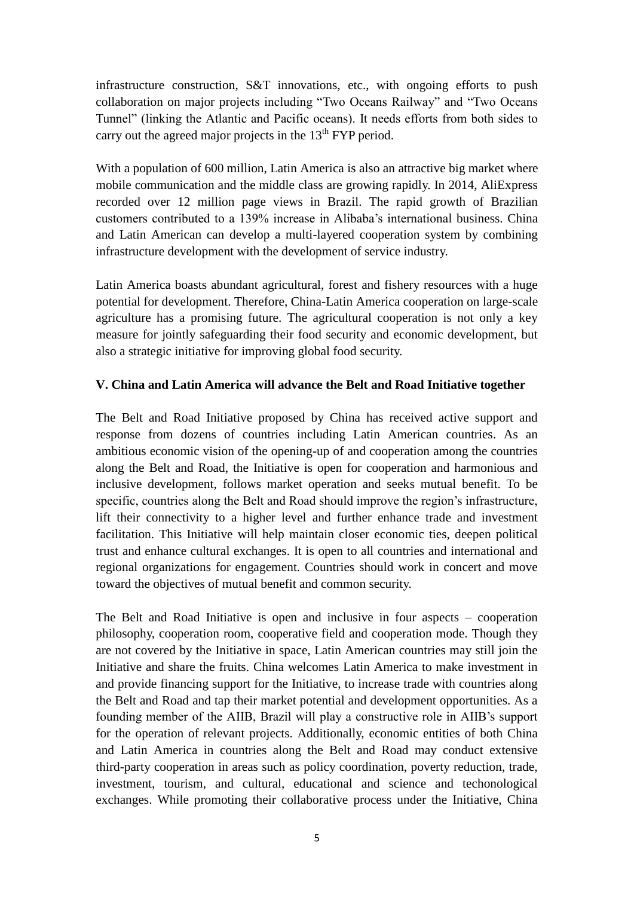infrastructure construction, S&T innovations, etc., with ongoing efforts to push collaboration on major projects including "Two Oceans Railway" and "Two Oceans Tunnel" (linking the Atlantic and Pacific oceans). It needs efforts from both sides to carry out the agreed major projects in the 13th FYP period.

With a population of 600 million, Latin America is also an attractive big market where mobile communication and the middle class are growing rapidly. In 2014, AliExpress recorded over 12 million page views in Brazil. The rapid growth of Brazilian customers contributed to a 139% increase in Alibaba's international business. China and Latin American can develop a multi-layered cooperation system by combining infrastructure development with the development of service industry.

Latin America boasts abundant agricultural, forest and fishery resources with a huge potential for development. Therefore, China-Latin America cooperation on large-scale agriculture has a promising future. The agricultural cooperation is not only a key measure for jointly safeguarding their food security and economic development, but also a strategic initiative for improving global food security.

**V. China and Latin America will advance the Belt and Road Initiative together**

The Belt and Road Initiative proposed by China has received active support and response from dozens of countries including Latin American countries. As an ambitious economic vision of the opening-up of and cooperation among the countries along the Belt and Road, the Initiative is open for cooperation and harmonious and inclusive development, follows market operation and seeks mutual benefit. To be specific, countries along the Belt and Road should improve the region's infrastructure, lift their connectivity to a higher level and further enhance trade and investment facilitation. This Initiative will help maintain closer economic ties, deepen political trust and enhance cultural exchanges. It is open to all countries and international and regional organizations for engagement. Countries should work in concert and move toward the objectives of mutual benefit and common security.

The Belt and Road Initiative is open and inclusive in four aspects – cooperation philosophy, cooperation room, cooperative field and cooperation mode. Though they are not covered by the Initiative in space, Latin American countries may still join the Initiative and share the fruits. China welcomes Latin America to make investment in and provide financing support for the Initiative, to increase trade with countries along the Belt and Road and tap their market potential and development opportunities. As a founding member of the AIIB, Brazil will play a constructive role in AIIB's support for the operation of relevant projects. Additionally, economic entities of both China and Latin America in countries along the Belt and Road may conduct extensive third-party cooperation in areas such as policy coordination, poverty reduction, trade, investment, tourism, and cultural, educational and science and techonological exchanges. While promoting their collaborative process under the Initiative, China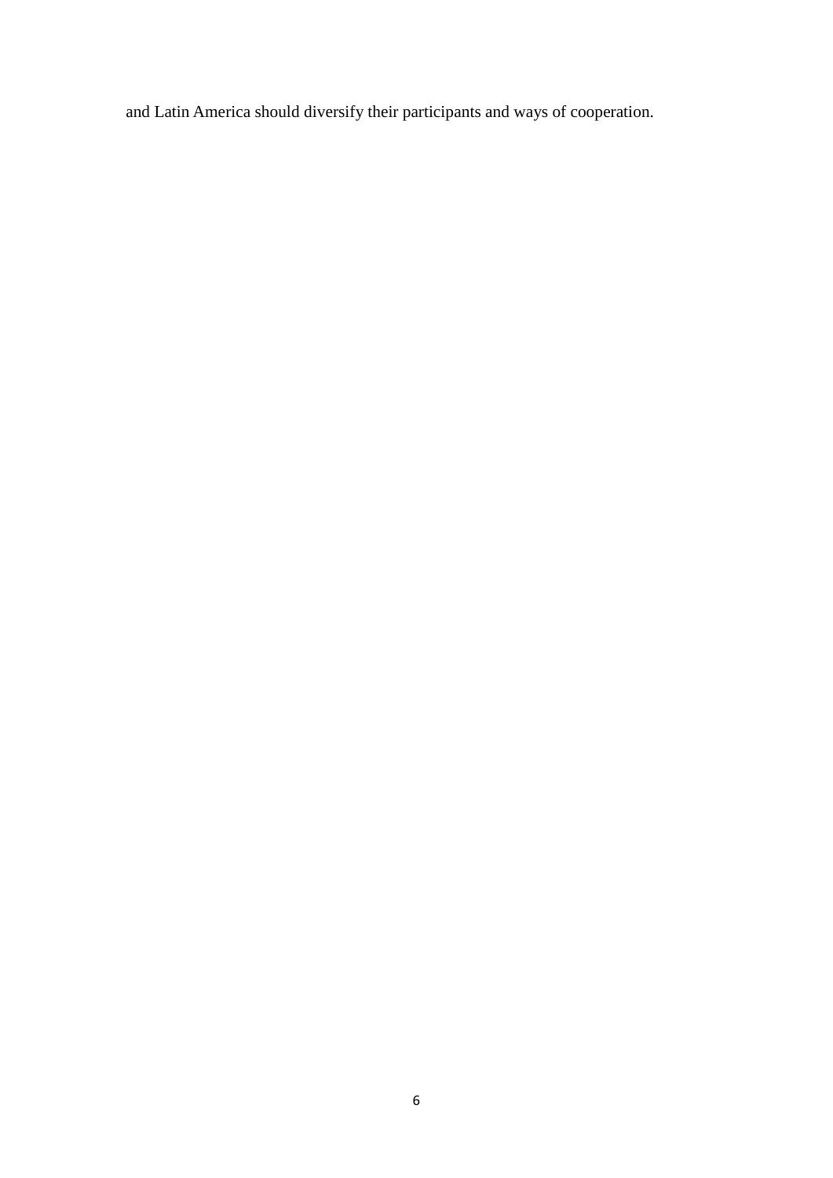and Latin America should diversify their participants and ways of cooperation.